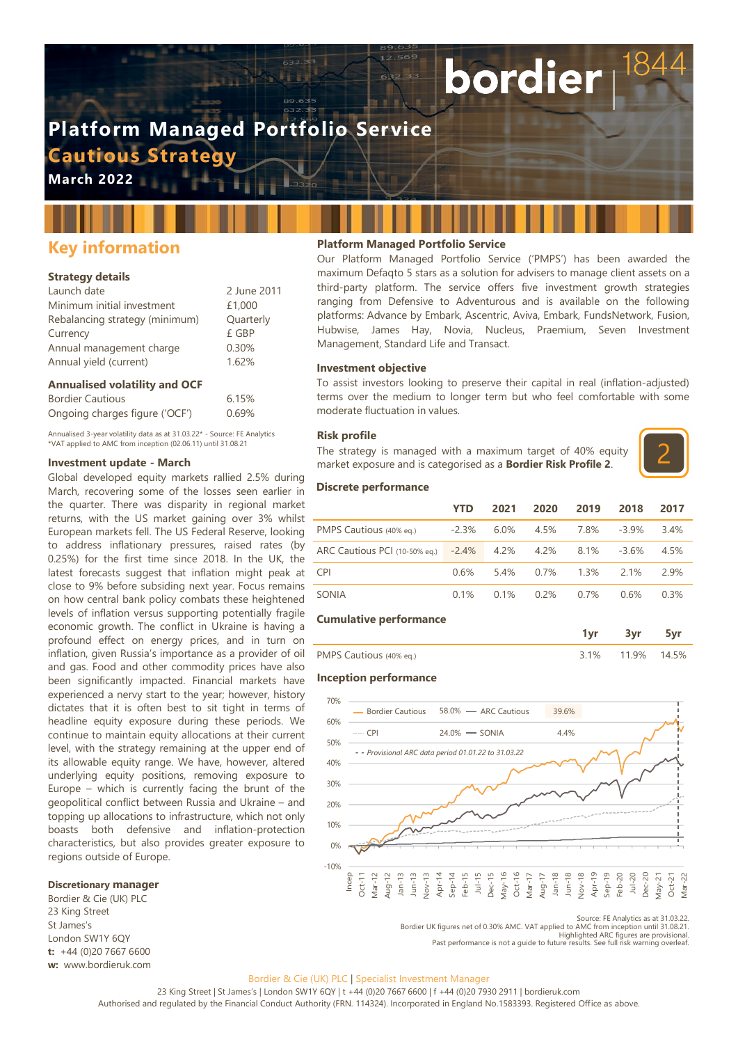# Platform Managed Portfolio Service

## Cautious Strategy

**March 2022**

## Key information

### Strategy details

| | |
|---|---|
| Launch date | 2 June 2011 |
| Minimum initial investment | £1,000 |
| Rebalancing strategy (minimum) | Quarterly |
| Currency | £ GBP |
| Annual management charge | 0.30% |
| Annual yield (current) | 1.62% |

### Annualised volatility and OCF

| | |
|---|---|
| Bordier Cautious | 6.15% |
| Ongoing charges figure ('OCF') | 0.69% |

Annualised 3-year volatility data as at 31.03.22* - Source: FE Analytics
*VAT applied to AMC from inception (02.06.11) until 31.08.21

### Investment update - March

Global developed equity markets rallied 2.5% during March, recovering some of the losses seen earlier in the quarter. There was disparity in regional market returns, with the US market gaining over 3% whilst European markets fell. The US Federal Reserve, looking to address inflationary pressures, raised rates (by 0.25%) for the first time since 2018. In the UK, the latest forecasts suggest that inflation might peak at close to 9% before subsiding next year. Focus remains on how central bank policy combats these heightened levels of inflation versus supporting potentially fragile economic growth. The conflict in Ukraine is having a profound effect on energy prices, and in turn on inflation, given Russia's importance as a provider of oil and gas. Food and other commodity prices have also been significantly impacted. Financial markets have experienced a nervy start to the year; however, history dictates that it is often best to sit tight in terms of headline equity exposure during these periods. We continue to maintain equity allocations at their current level, with the strategy remaining at the upper end of its allowable equity range. We have, however, altered underlying equity positions, removing exposure to Europe – which is currently facing the brunt of the geopolitical conflict between Russia and Ukraine – and topping up allocations to infrastructure, which not only boasts both defensive and inflation-protection characteristics, but also provides greater exposure to regions outside of Europe.

### Discretionary manager

Bordier & Cie (UK) PLC
23 King Street
St James's
London SW1Y 6QY
**t:** +44 (0)20 7667 6600
**w:** www.bordieruk.com

### Platform Managed Portfolio Service

Our Platform Managed Portfolio Service ('PMPS') has been awarded the maximum Defaqto 5 stars as a solution for advisers to manage client assets on a third-party platform. The service offers five investment growth strategies ranging from Defensive to Adventurous and is available on the following platforms: Advance by Embark, Ascentric, Aviva, Embark, FundsNetwork, Fusion, Hubwise, James Hay, Novia, Nucleus, Praemium, Seven Investment Management, Standard Life and Transact.

### Investment objective

To assist investors looking to preserve their capital in real (inflation-adjusted) terms over the medium to longer term but who feel comfortable with some moderate fluctuation in values.

### Risk profile

The strategy is managed with a maximum target of 40% equity market exposure and is categorised as a **Bordier Risk Profile 2**.

2

### Discrete performance

| | YTD | 2021 | 2020 | 2019 | 2018 | 2017 |
|---|---|---|---|---|---|---|
| PMPS Cautious (40% eq.) | -2.3% | 6.0% | 4.5% | 7.8% | -3.9% | 3.4% |
| ARC Cautious PCI (10-50% eq.) | -2.4% | 4.2% | 4.2% | 8.1% | -3.6% | 4.5% |
| CPI | 0.6% | 5.4% | 0.7% | 1.3% | 2.1% | 2.9% |
| SONIA | 0.1% | 0.1% | 0.2% | 0.7% | 0.6% | 0.3% |

### Cumulative performance

| | 1yr | 3yr | 5yr |
|---|---|---|---|
| PMPS Cautious (40% eq.) | 3.1% | 11.9% | 14.5% |

### Inception performance

| | | | |
|---|---|---|---|
| Bordier Cautious | 58.0% | ARC Cautious | 39.6% |
| CPI | 24.0% | SONIA | 4.4% |

- - Provisional ARC data period 01.01.22 to 31.03.22

Source: FE Analytics as at 31.03.22.
Bordier UK figures net of 0.30% AMC. VAT applied to AMC from inception until 31.08.21.
Highlighted ARC figures are provisional.
Past performance is not a guide to future results. See full risk warning overleaf.

Bordier & Cie (UK) PLC | Specialist Investment Manager
23 King Street | St James's | London SW1Y 6QY | t +44 (0)20 7667 6600 | f +44 (0)20 7930 2911 | bordieruk.com
Authorised and regulated by the Financial Conduct Authority (FRN. 114324). Incorporated in England No.1583393. Registered Office as above.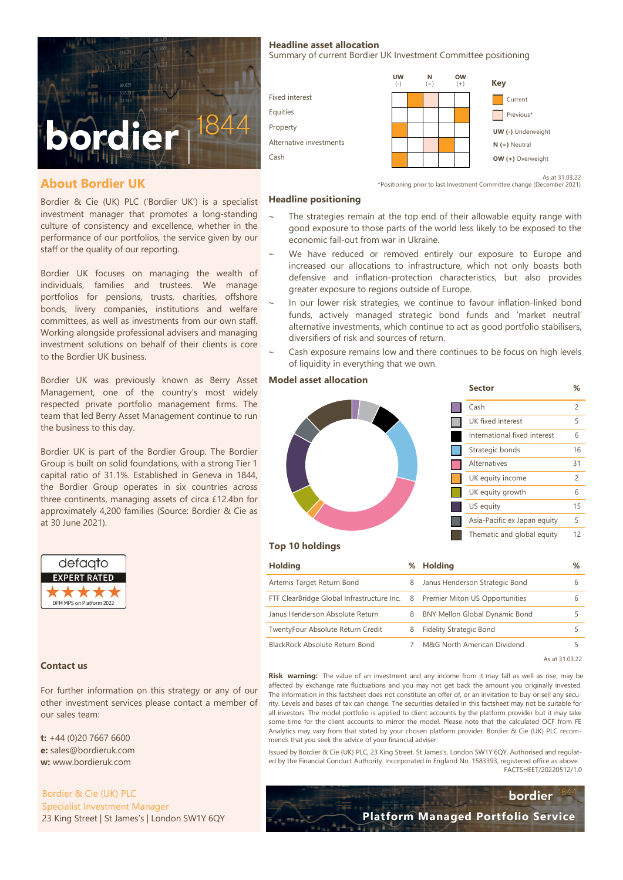## About Bordier UK

Bordier & Cie (UK) PLC ('Bordier UK') is a specialist investment manager that promotes a long-standing culture of consistency and excellence, whether in the performance of our portfolios, the service given by our staff or the quality of our reporting.

Bordier UK focuses on managing the wealth of individuals, families and trustees. We manage portfolios for pensions, trusts, charities, offshore bonds, livery companies, institutions and welfare committees, as well as investments from our own staff. Working alongside professional advisers and managing investment solutions on behalf of their clients is core to the Bordier UK business.

Bordier UK was previously known as Berry Asset Management, one of the country's most widely respected private portfolio management firms. The team that led Berry Asset Management continue to run the business to this day.

Bordier UK is part of the Bordier Group. The Bordier Group is built on solid foundations, with a strong Tier 1 capital ratio of 31.1%. Established in Geneva in 1844, the Bordier Group operates in six countries across three continents, managing assets of circa £12.4bn for approximately 4,200 families (Source: Bordier & Cie as at 30 June 2021).

defaqto EXPERT RATED ★★★★★ DFM MPS on Platform 2022

### Contact us

For further information on this strategy or any of our other investment services please contact a member of our sales team:

**t:** +44 (0)20 7667 6600
**e:** sales@bordieruk.com
**w:** www.bordieruk.com

Bordier & Cie (UK) PLC
Specialist Investment Manager
23 King Street | St James's | London SW1Y 6QY

### Headline asset allocation

Summary of current Bordier UK Investment Committee positioning

UW (-) N (=) OW (+)

Fixed interest
Equities
Property
Alternative investments
Cash

Key: Current, Previous*

UW (-) Underweight
N (=) Neutral
OW (+) Overweight

As at 31.03.22

*Positioning prior to last Investment Committee change (December 2021)

### Headline positioning

- The strategies remain at the top end of their allowable equity range with good exposure to those parts of the world less likely to be exposed to the economic fall-out from war in Ukraine.
- We have reduced or removed entirely our exposure to Europe and increased our allocations to infrastructure, which not only boasts both defensive and inflation-protection characteristics, but also provides greater exposure to regions outside of Europe.
- In our lower risk strategies, we continue to favour inflation-linked bond funds, actively managed strategic bond funds and 'market neutral' alternative investments, which continue to act as good portfolio stabilisers, diversifiers of risk and sources of return.
- Cash exposure remains low and there continues to be focus on high levels of liquidity in everything that we own.

### Model asset allocation

| Sector | % |
|---|---|
| Cash | 2 |
| UK fixed interest | 5 |
| International fixed interest | 6 |
| Strategic bonds | 16 |
| Alternatives | 31 |
| UK equity income | 2 |
| UK equity growth | 6 |
| US equity | 15 |
| Asia-Pacific ex Japan equity | 5 |
| Thematic and global equity | 12 |

### Top 10 holdings

| Holding | % | Holding | % |
|---|---|---|---|
| Artemis Target Return Bond | 8 | Janus Henderson Strategic Bond | 6 |
| FTF ClearBridge Global Infrastructure Inc. | 8 | Premier Miton US Opportunities | 6 |
| Janus Henderson Absolute Return | 8 | BNY Mellon Global Dynamic Bond | 5 |
| TwentyFour Absolute Return Credit | 8 | Fidelity Strategic Bond | 5 |
| BlackRock Absolute Return Bond | 7 | M&G North American Dividend | 5 |

As at 31.03.22

**Risk warning:** The value of an investment and any income from it may fall as well as rise, may be affected by exchange rate fluctuations and you may not get back the amount you originally invested. The information in this factsheet does not constitute an offer of, or an invitation to buy or sell any security. Levels and bases of tax can change. The securities detailed in this factsheet may not be suitable for all investors. The model portfolio is applied to client accounts by the platform provider but it may take some time for the client accounts to mirror the model. Please note that the calculated OCF from FE Analytics may vary from that stated by your chosen platform provider. Bordier & Cie (UK) PLC recommends that you seek the advice of your financial adviser.

Issued by Bordier & Cie (UK) PLC, 23 King Street, St James's, London SW1Y 6QY. Authorised and regulated by the Financial Conduct Authority. Incorporated in England No. 1583393, registered office as above. FACTSHEET/20220512/1.0

bordier 1844
**Platform Managed Portfolio Service**